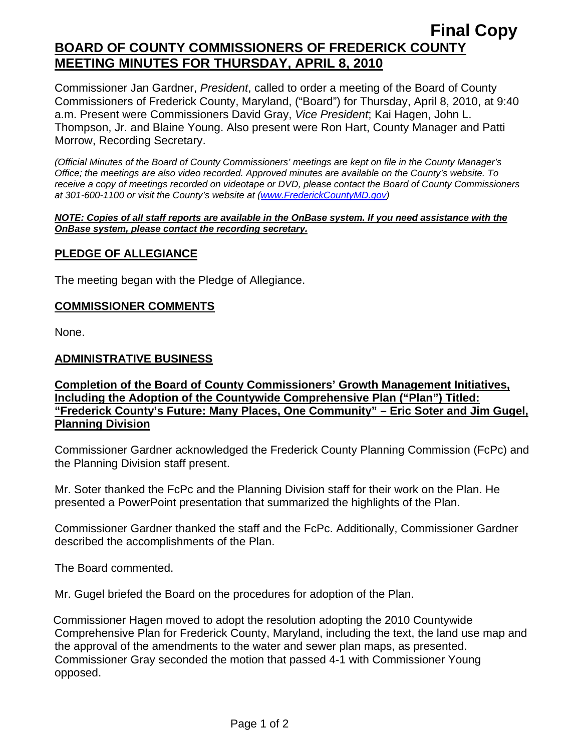**Final Copy**

# BOARD OF COUNTY COMMISSIONERS OF FREDERICK COUNTY MEETING MINUTES FOR THURSDAY, APRIL 8, 2010

Commissioner Jan Gardner, *President*, called to order a meeting of the Board of County Commissioners of Frederick County, Maryland, ("Board") for Thursday, April 8, 2010, at 9:40 a.m. Present were Commissioners David Gray, *Vice President*; Kai Hagen, John L. Thompson, Jr. and Blaine Young. Also present were Ron Hart, County Manager and Patti Morrow, Recording Secretary.

*(Official Minutes of the Board of County Commissioners' meetings are kept on file in the County Manager's Office; the meetings are also video recorded. Approved minutes are available on the County's website. To receive a copy of meetings recorded on videotape or DVD, please contact the Board of County Commissioners at 301-600-1100 or visit the County's website at (www.FrederickCountyMD.gov))*

***NOTE: Copies of all staff reports are available in the OnBase system. If you need assistance with the OnBase system, please contact the recording secretary.***

## PLEDGE OF ALLEGIANCE

The meeting began with the Pledge of Allegiance.

## COMMISSIONER COMMENTS

None.

## ADMINISTRATIVE BUSINESS

### Completion of the Board of County Commissioners' Growth Management Initiatives, Including the Adoption of the Countywide Comprehensive Plan ("Plan") Titled: "Frederick County's Future: Many Places, One Community" – Eric Soter and Jim Gugel, Planning Division

Commissioner Gardner acknowledged the Frederick County Planning Commission (FcPc) and the Planning Division staff present.

Mr. Soter thanked the FcPc and the Planning Division staff for their work on the Plan. He presented a PowerPoint presentation that summarized the highlights of the Plan.

Commissioner Gardner thanked the staff and the FcPc. Additionally, Commissioner Gardner described the accomplishments of the Plan.

The Board commented.

Mr. Gugel briefed the Board on the procedures for adoption of the Plan.

Commissioner Hagen moved to adopt the resolution adopting the 2010 Countywide Comprehensive Plan for Frederick County, Maryland, including the text, the land use map and the approval of the amendments to the water and sewer plan maps, as presented. Commissioner Gray seconded the motion that passed 4-1 with Commissioner Young opposed.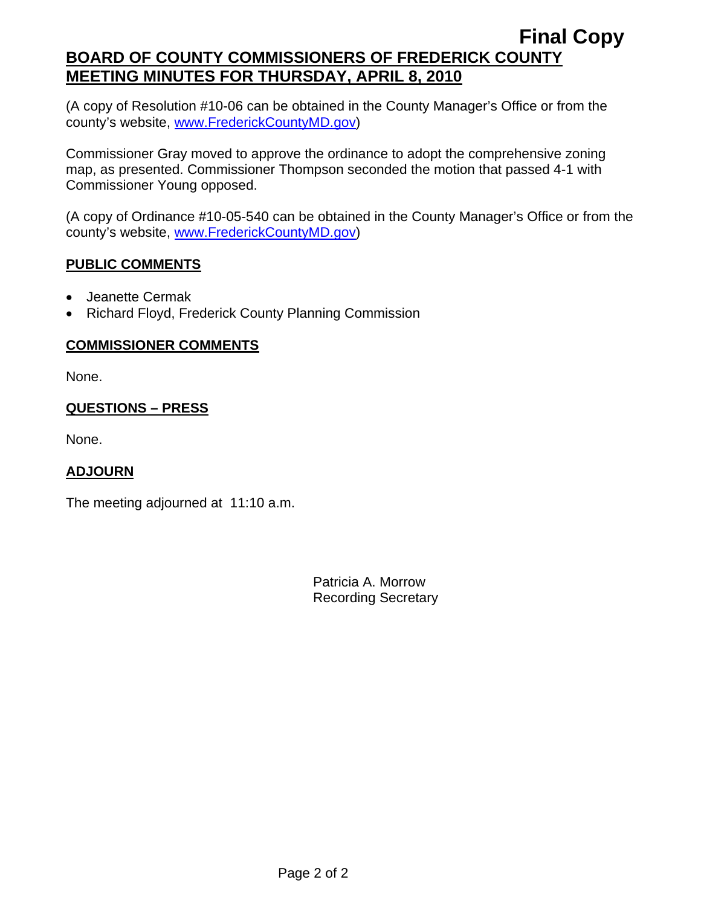(A copy of Resolution #10-06 can be obtained in the County Manager's Office or from the county's website, www.FrederickCountyMD.gov)

Commissioner Gray moved to approve the ordinance to adopt the comprehensive zoning map, as presented. Commissioner Thompson seconded the motion that passed 4-1 with Commissioner Young opposed.

(A copy of Ordinance #10-05-540 can be obtained in the County Manager's Office or from the county's website, www.FrederickCountyMD.gov)

## PUBLIC COMMENTS

- Jeanette Cermak
- Richard Floyd, Frederick County Planning Commission

## COMMISSIONER COMMENTS

None.

## QUESTIONS – PRESS

None.

## ADJOURN

The meeting adjourned at 11:10 a.m.

Patricia A. Morrow
Recording Secretary